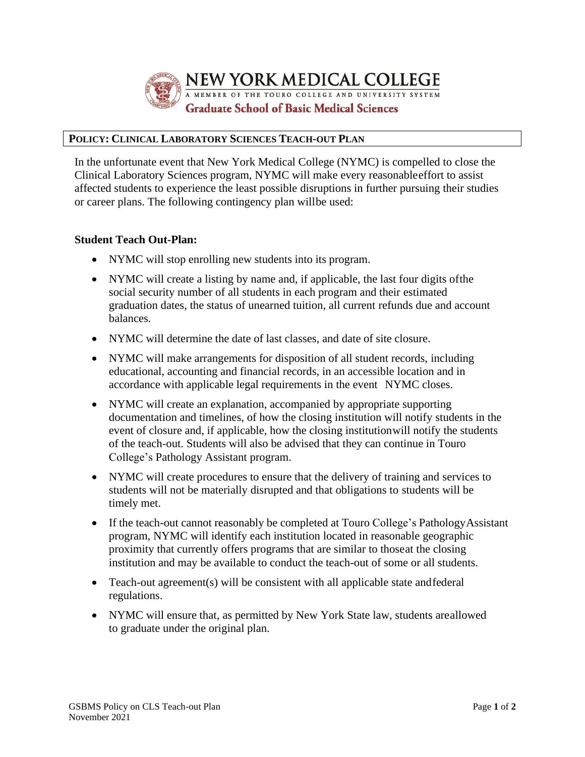NEW YORK MEDICAL COLLEGE

A MEMBER OF THE TOURO COLLEGE AND UNIVERSITY SYSTEM

Graduate School of Basic Medical Sciences

## POLICY: CLINICAL LABORATORY SCIENCES TEACH-OUT PLAN

In the unfortunate event that New York Medical College (NYMC) is compelled to close the Clinical Laboratory Sciences program, NYMC will make every reasonable effort to assist affected students to experience the least possible disruptions in further pursuing their studies or career plans. The following contingency plan will be used:

### Student Teach Out-Plan:

- NYMC will stop enrolling new students into its program.
- NYMC will create a listing by name and, if applicable, the last four digits of the social security number of all students in each program and their estimated graduation dates, the status of unearned tuition, all current refunds due and account balances.
- NYMC will determine the date of last classes, and date of site closure.
- NYMC will make arrangements for disposition of all student records, including educational, accounting and financial records, in an accessible location and in accordance with applicable legal requirements in the event NYMC closes.
- NYMC will create an explanation, accompanied by appropriate supporting documentation and timelines, of how the closing institution will notify students in the event of closure and, if applicable, how the closing institution will notify the students of the teach-out. Students will also be advised that they can continue in Touro College's Pathology Assistant program.
- NYMC will create procedures to ensure that the delivery of training and services to students will not be materially disrupted and that obligations to students will be timely met.
- If the teach-out cannot reasonably be completed at Touro College's Pathology Assistant program, NYMC will identify each institution located in reasonable geographic proximity that currently offers programs that are similar to those at the closing institution and may be available to conduct the teach-out of some or all students.
- Teach-out agreement(s) will be consistent with all applicable state and federal regulations.
- NYMC will ensure that, as permitted by New York State law, students are allowed to graduate under the original plan.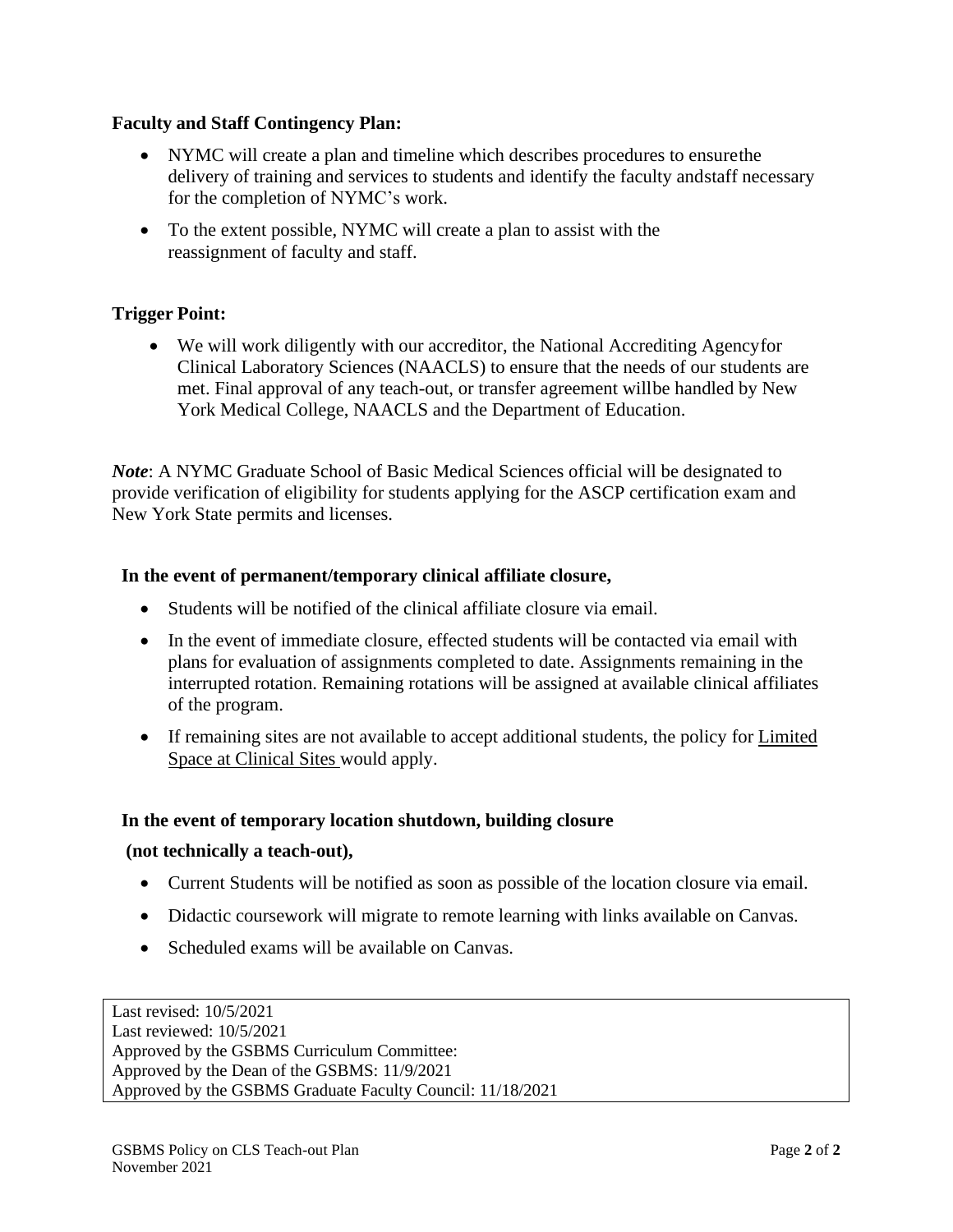**Faculty and Staff Contingency Plan:**

- NYMC will create a plan and timeline which describes procedures to ensurethe delivery of training and services to students and identify the faculty andstaff necessary for the completion of NYMC's work.
- To the extent possible, NYMC will create a plan to assist with the reassignment of faculty and staff.

**Trigger Point:**

- We will work diligently with our accreditor, the National Accrediting Agencyfor Clinical Laboratory Sciences (NAACLS) to ensure that the needs of our students are met. Final approval of any teach-out, or transfer agreement willbe handled by New York Medical College, NAACLS and the Department of Education.

***Note***: A NYMC Graduate School of Basic Medical Sciences official will be designated to provide verification of eligibility for students applying for the ASCP certification exam and New York State permits and licenses.

**In the event of permanent/temporary clinical affiliate closure,**

- Students will be notified of the clinical affiliate closure via email.
- In the event of immediate closure, effected students will be contacted via email with plans for evaluation of assignments completed to date. Assignments remaining in the interrupted rotation. Remaining rotations will be assigned at available clinical affiliates of the program.
- If remaining sites are not available to accept additional students, the policy for Limited Space at Clinical Sites would apply.

**In the event of temporary location shutdown, building closure**

**(not technically a teach-out),**

- Current Students will be notified as soon as possible of the location closure via email.
- Didactic coursework will migrate to remote learning with links available on Canvas.
- Scheduled exams will be available on Canvas.

Last revised: 10/5/2021
Last reviewed: 10/5/2021
Approved by the GSBMS Curriculum Committee:
Approved by the Dean of the GSBMS: 11/9/2021
Approved by the GSBMS Graduate Faculty Council: 11/18/2021